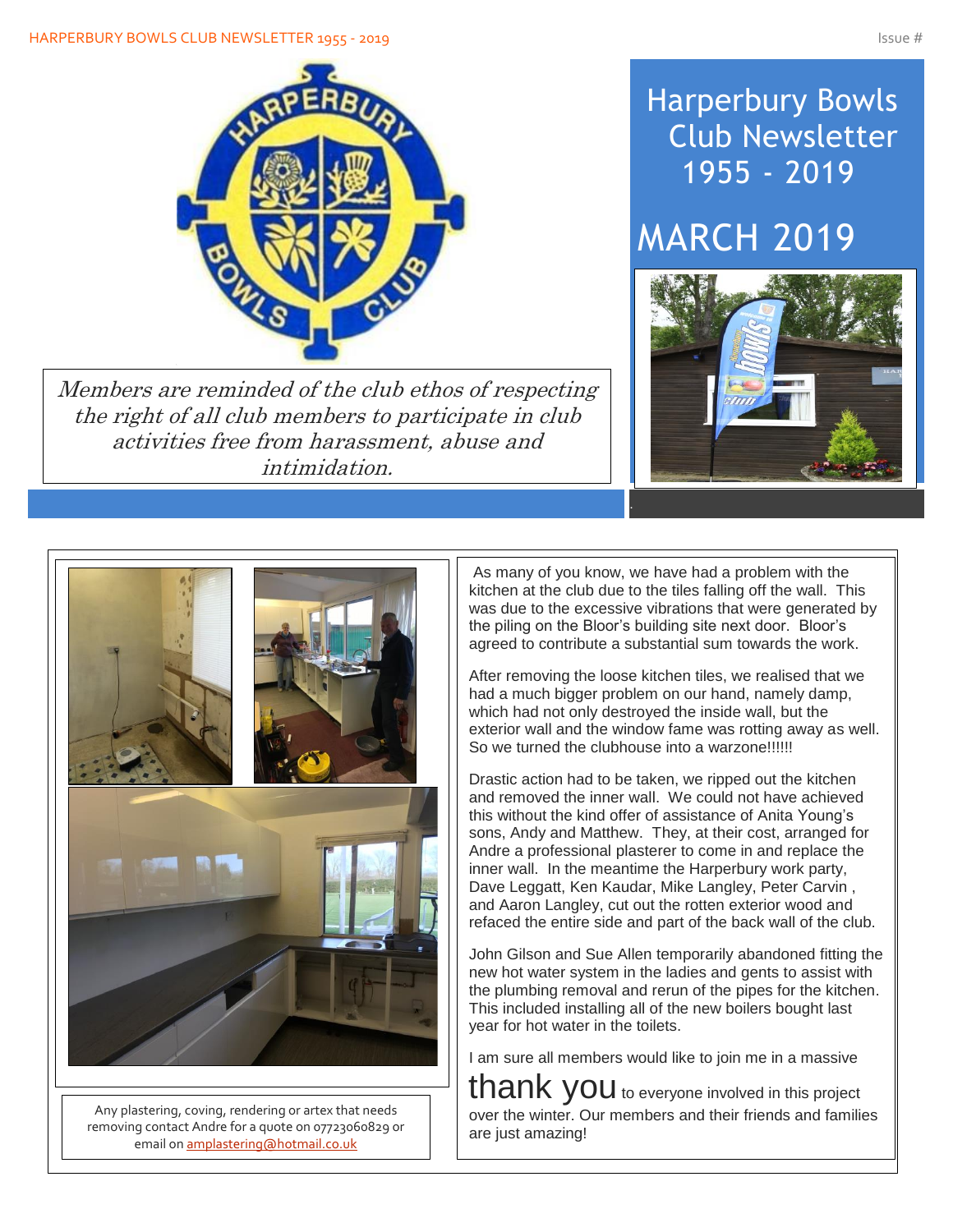# Harperbury Bowls Club Newsletter 1955 - 2019

## MARCH 2019

*Members are reminded of the club ethos of respecting the right of all club members to participate in club activities free from harassment, abuse and intimidation.*

As many of you know, we have had a problem with the kitchen at the club due to the tiles falling off the wall. This was due to the excessive vibrations that were generated by the piling on the Bloor's building site next door. Bloor's agreed to contribute a substantial sum towards the work.

After removing the loose kitchen tiles, we realised that we had a much bigger problem on our hand, namely damp, which had not only destroyed the inside wall, but the exterior wall and the window fame was rotting away as well. So we turned the clubhouse into a warzone!!!!!!

Drastic action had to be taken, we ripped out the kitchen and removed the inner wall. We could not have achieved this without the kind offer of assistance of Anita Young's sons, Andy and Matthew. They, at their cost, arranged for Andre a professional plasterer to come in and replace the inner wall. In the meantime the Harperbury work party, Dave Leggatt, Ken Kaudar, Mike Langley, Peter Carvin , and Aaron Langley, cut out the rotten exterior wood and refaced the entire side and part of the back wall of the club.

John Gilson and Sue Allen temporarily abandoned fitting the new hot water system in the ladies and gents to assist with the plumbing removal and rerun of the pipes for the kitchen. This included installing all of the new boilers bought last year for hot water in the toilets.

I am sure all members would like to join me in a massive **thank you** to everyone involved in this project over the winter. Our members and their friends and families are just amazing!

Any plastering, coving, rendering or artex that needs removing contact Andre for a quote on 07723060829 or email on amplastering@hotmail.co.uk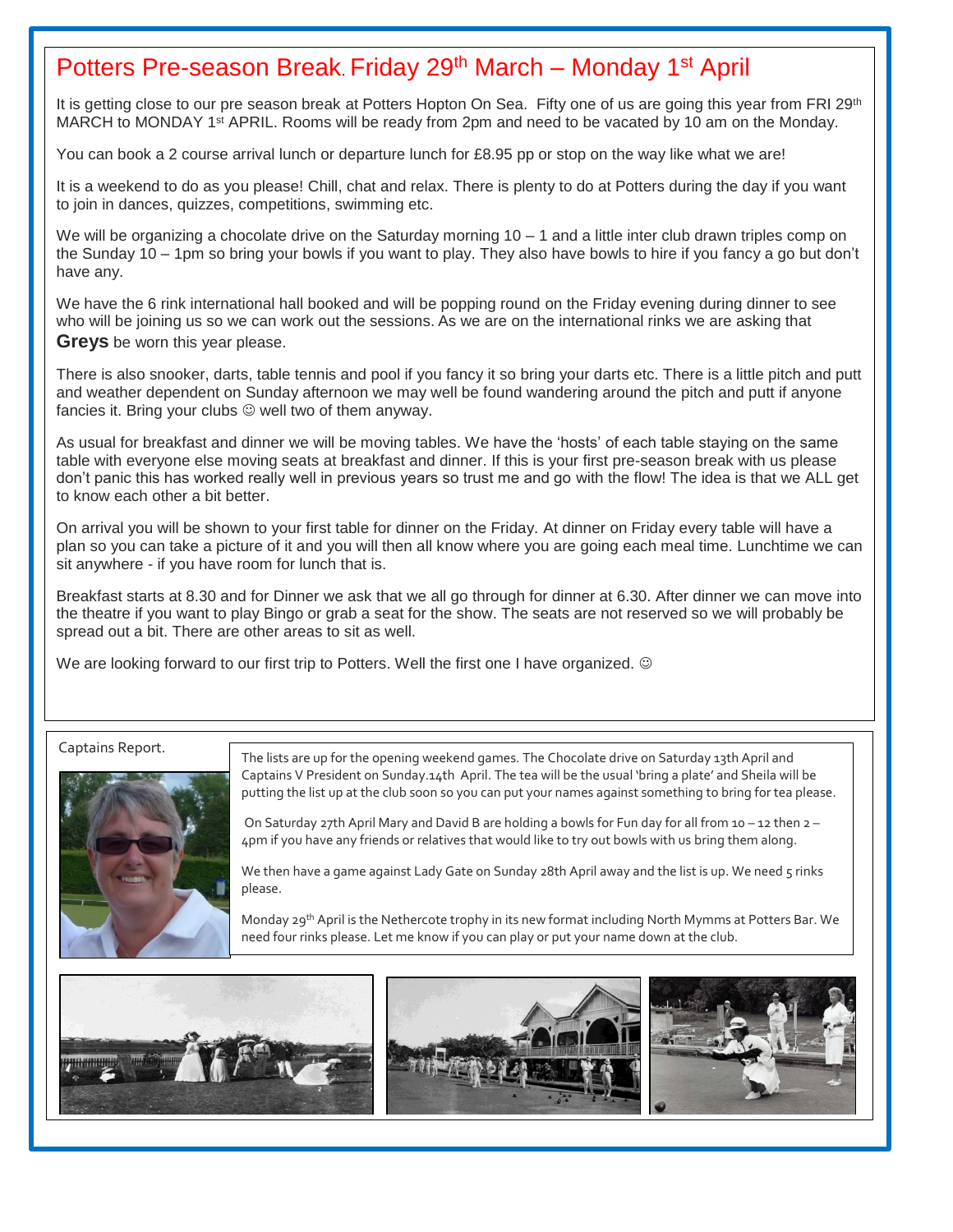# Potters Pre-season Break. Friday 29th March – Monday 1st April

It is getting close to our pre season break at Potters Hopton On Sea. Fifty one of us are going this year from FRI 29th MARCH to MONDAY 1st APRIL. Rooms will be ready from 2pm and need to be vacated by 10 am on the Monday.

You can book a 2 course arrival lunch or departure lunch for £8.95 pp or stop on the way like what we are!

It is a weekend to do as you please! Chill, chat and relax. There is plenty to do at Potters during the day if you want to join in dances, quizzes, competitions, swimming etc.

We will be organizing a chocolate drive on the Saturday morning 10 – 1 and a little inter club drawn triples comp on the Sunday 10 – 1pm so bring your bowls if you want to play. They also have bowls to hire if you fancy a go but don't have any.

We have the 6 rink international hall booked and will be popping round on the Friday evening during dinner to see who will be joining us so we can work out the sessions. As we are on the international rinks we are asking that **Greys** be worn this year please.

There is also snooker, darts, table tennis and pool if you fancy it so bring your darts etc. There is a little pitch and putt and weather dependent on Sunday afternoon we may well be found wandering around the pitch and putt if anyone fancies it. Bring your clubs ☺ well two of them anyway.

As usual for breakfast and dinner we will be moving tables. We have the 'hosts' of each table staying on the same table with everyone else moving seats at breakfast and dinner. If this is your first pre-season break with us please don't panic this has worked really well in previous years so trust me and go with the flow! The idea is that we ALL get to know each other a bit better.

On arrival you will be shown to your first table for dinner on the Friday. At dinner on Friday every table will have a plan so you can take a picture of it and you will then all know where you are going each meal time. Lunchtime we can sit anywhere - if you have room for lunch that is.

Breakfast starts at 8.30 and for Dinner we ask that we all go through for dinner at 6.30. After dinner we can move into the theatre if you want to play Bingo or grab a seat for the show. The seats are not reserved so we will probably be spread out a bit. There are other areas to sit as well.

We are looking forward to our first trip to Potters. Well the first one I have organized. ☺

## Captains Report.

The lists are up for the opening weekend games. The Chocolate drive on Saturday 13th April and Captains V President on Sunday.14th April. The tea will be the usual 'bring a plate' and Sheila will be putting the list up at the club soon so you can put your names against something to bring for tea please.

On Saturday 27th April Mary and David B are holding a bowls for Fun day for all from 10 – 12 then 2 – 4pm if you have any friends or relatives that would like to try out bowls with us bring them along.

We then have a game against Lady Gate on Sunday 28th April away and the list is up. We need 5 rinks please.

Monday 29th April is the Nethercote trophy in its new format including North Mymms at Potters Bar. We need four rinks please. Let me know if you can play or put your name down at the club.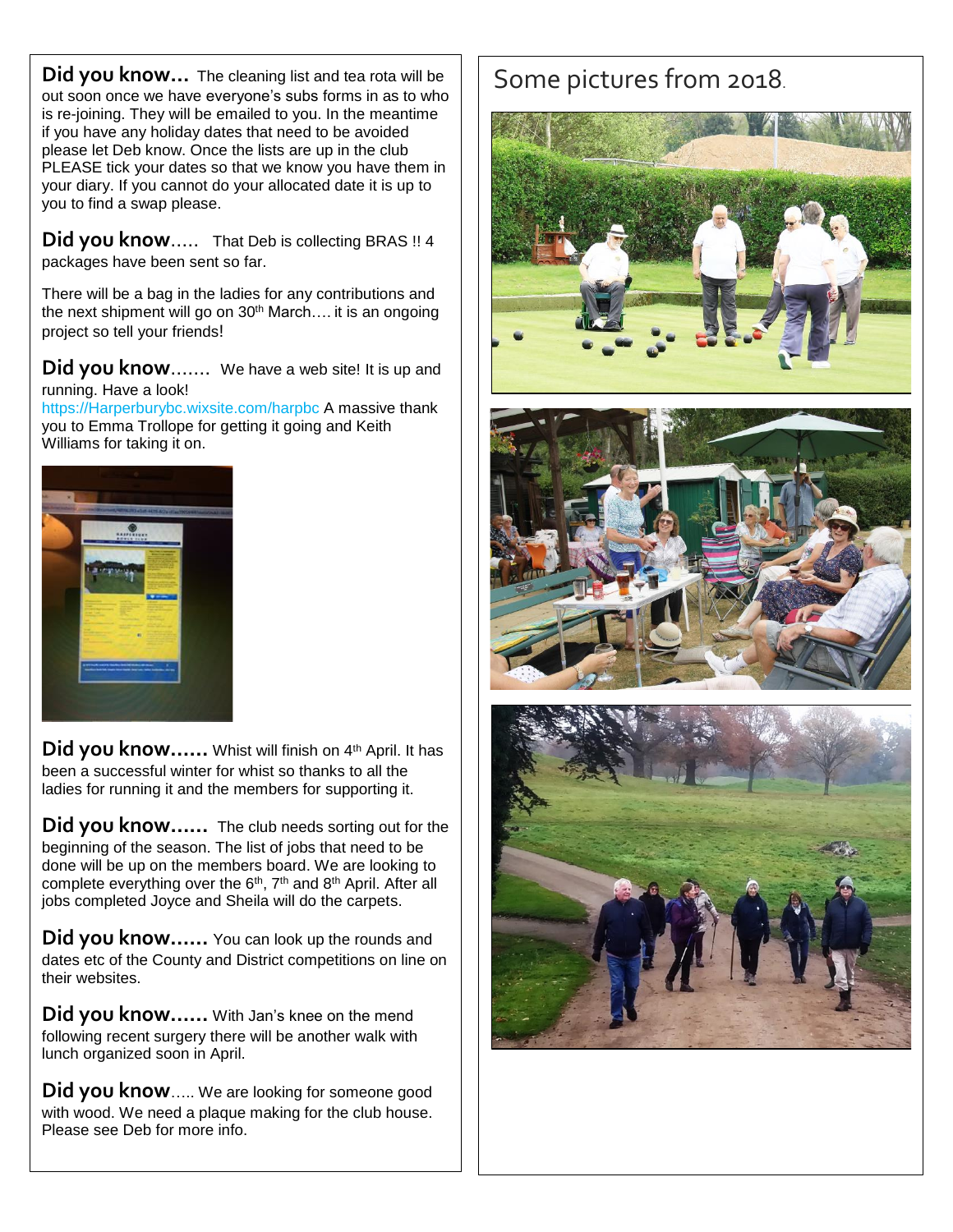**Did you know…** The cleaning list and tea rota will be out soon once we have everyone's subs forms in as to who is re-joining. They will be emailed to you. In the meantime if you have any holiday dates that need to be avoided please let Deb know. Once the lists are up in the club PLEASE tick your dates so that we know you have them in your diary. If you cannot do your allocated date it is up to you to find a swap please.

**Did you know…..** That Deb is collecting BRAS !! 4 packages have been sent so far.

There will be a bag in the ladies for any contributions and the next shipment will go on 30th March…. it is an ongoing project so tell your friends!

**Did you know…….** We have a web site! It is up and running. Have a look! https://Harperburybc.wixsite.com/harpbc A massive thank you to Emma Trollope for getting it going and Keith Williams for taking it on.

**Did you know……** Whist will finish on 4th April. It has been a successful winter for whist so thanks to all the ladies for running it and the members for supporting it.

**Did you know……** The club needs sorting out for the beginning of the season. The list of jobs that need to be done will be up on the members board. We are looking to complete everything over the 6th, 7th and 8th April. After all jobs completed Joyce and Sheila will do the carpets.

**Did you know……** You can look up the rounds and dates etc of the County and District competitions on line on their websites.

**Did you know……** With Jan's knee on the mend following recent surgery there will be another walk with lunch organized soon in April.

**Did you know…..** We are looking for someone good with wood. We need a plaque making for the club house. Please see Deb for more info.

# Some pictures from 2018.